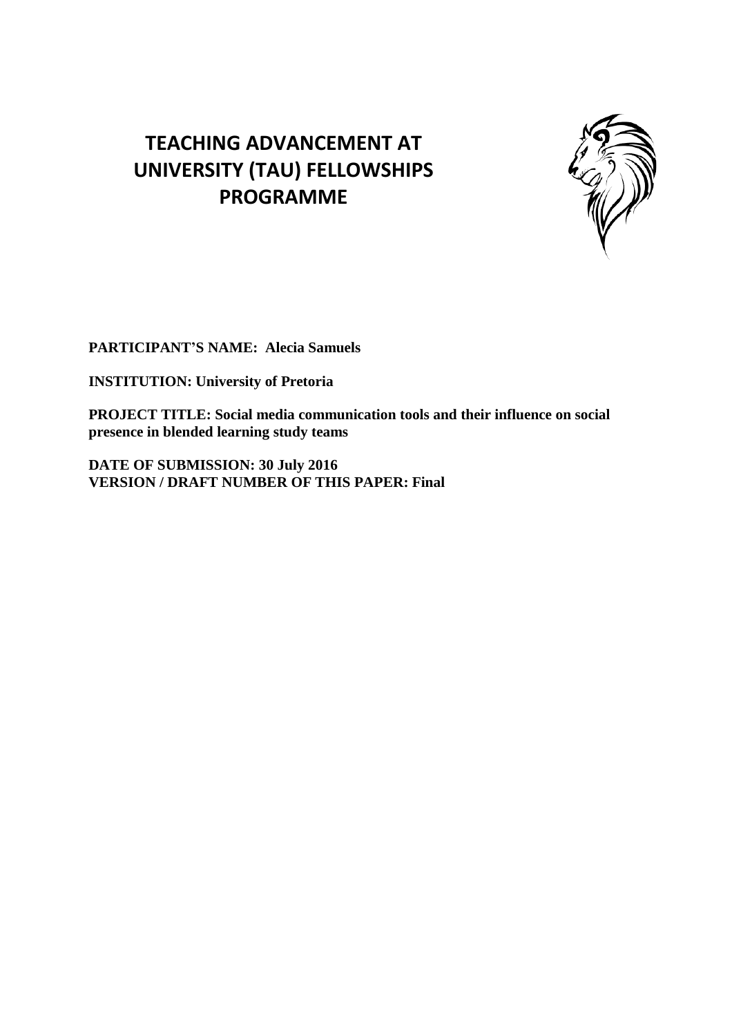# TEACHING ADVANCEMENT AT UNIVERSITY (TAU) FELLOWSHIPS PROGRAMME

**PARTICIPANT'S NAME: Alecia Samuels**

**INSTITUTION: University of Pretoria**

**PROJECT TITLE: Social media communication tools and their influence on social presence in blended learning study teams**

**DATE OF SUBMISSION: 30 July 2016**
**VERSION / DRAFT NUMBER OF THIS PAPER: Final**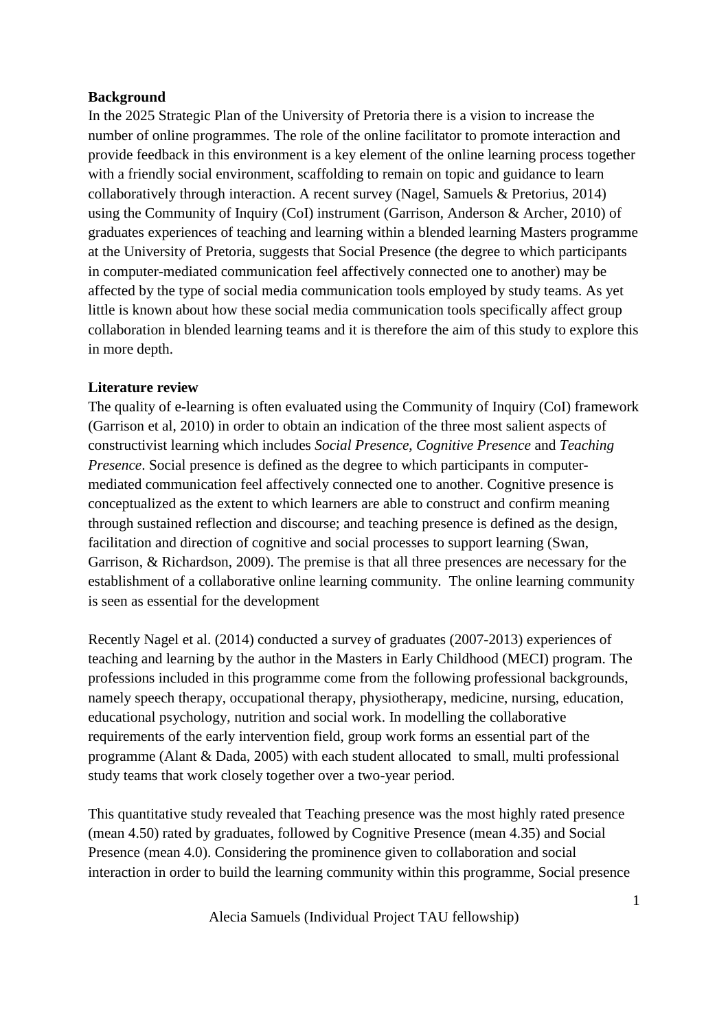**Background**

In the 2025 Strategic Plan of the University of Pretoria there is a vision to increase the number of online programmes. The role of the online facilitator to promote interaction and provide feedback in this environment is a key element of the online learning process together with a friendly social environment, scaffolding to remain on topic and guidance to learn collaboratively through interaction. A recent survey (Nagel, Samuels & Pretorius, 2014) using the Community of Inquiry (CoI) instrument (Garrison, Anderson & Archer, 2010) of graduates experiences of teaching and learning within a blended learning Masters programme at the University of Pretoria, suggests that Social Presence (the degree to which participants in computer-mediated communication feel affectively connected one to another) may be affected by the type of social media communication tools employed by study teams. As yet little is known about how these social media communication tools specifically affect group collaboration in blended learning teams and it is therefore the aim of this study to explore this in more depth.

**Literature review**

The quality of e-learning is often evaluated using the Community of Inquiry (CoI) framework (Garrison et al, 2010) in order to obtain an indication of the three most salient aspects of constructivist learning which includes *Social Presence*, *Cognitive Presence* and *Teaching Presence*. Social presence is defined as the degree to which participants in computer-mediated communication feel affectively connected one to another. Cognitive presence is conceptualized as the extent to which learners are able to construct and confirm meaning through sustained reflection and discourse; and teaching presence is defined as the design, facilitation and direction of cognitive and social processes to support learning (Swan, Garrison, & Richardson, 2009). The premise is that all three presences are necessary for the establishment of a collaborative online learning community. The online learning community is seen as essential for the development

Recently Nagel et al. (2014) conducted a survey of graduates (2007-2013) experiences of teaching and learning by the author in the Masters in Early Childhood (MECI) program. The professions included in this programme come from the following professional backgrounds, namely speech therapy, occupational therapy, physiotherapy, medicine, nursing, education, educational psychology, nutrition and social work. In modelling the collaborative requirements of the early intervention field, group work forms an essential part of the programme (Alant & Dada, 2005) with each student allocated to small, multi professional study teams that work closely together over a two-year period.

This quantitative study revealed that Teaching presence was the most highly rated presence (mean 4.50) rated by graduates, followed by Cognitive Presence (mean 4.35) and Social Presence (mean 4.0). Considering the prominence given to collaboration and social interaction in order to build the learning community within this programme, Social presence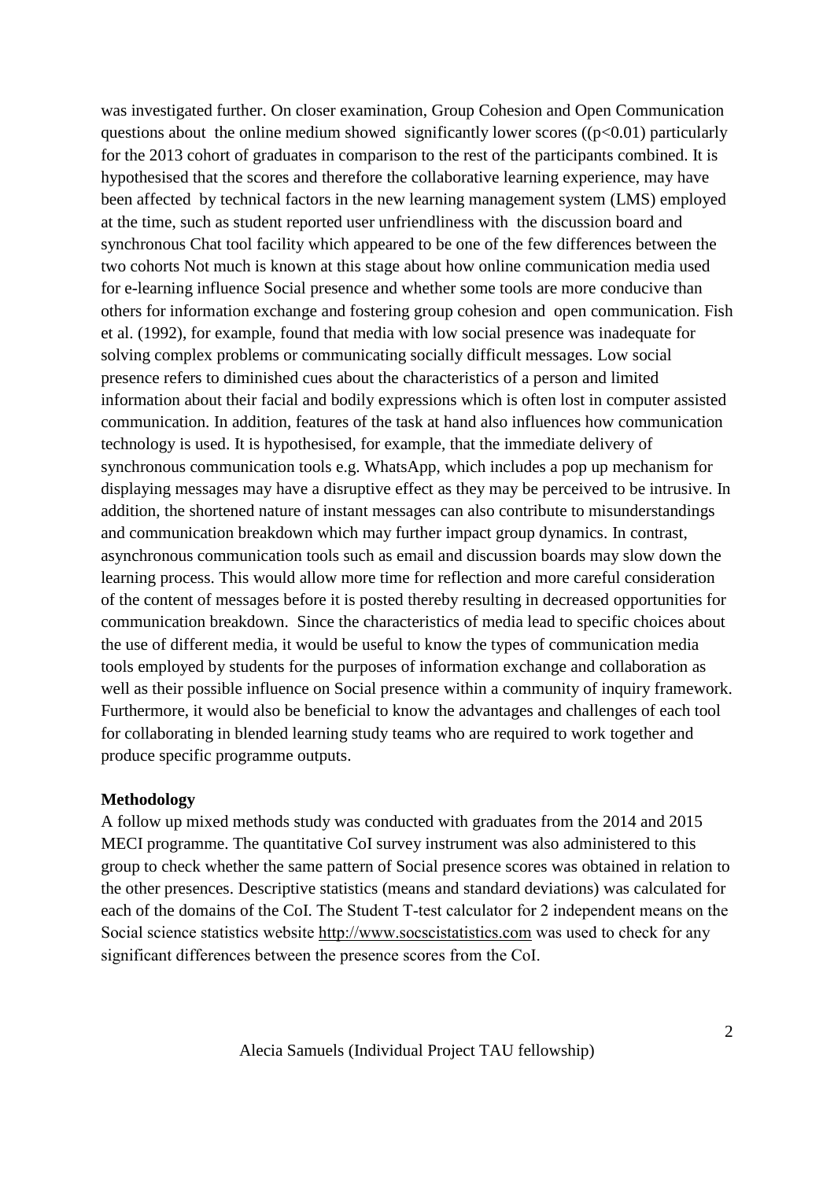was investigated further. On closer examination, Group Cohesion and Open Communication questions about the online medium showed significantly lower scores (($p<0.01$) particularly for the 2013 cohort of graduates in comparison to the rest of the participants combined. It is hypothesised that the scores and therefore the collaborative learning experience, may have been affected by technical factors in the new learning management system (LMS) employed at the time, such as student reported user unfriendliness with the discussion board and synchronous Chat tool facility which appeared to be one of the few differences between the two cohorts Not much is known at this stage about how online communication media used for e-learning influence Social presence and whether some tools are more conducive than others for information exchange and fostering group cohesion and open communication. Fish et al. (1992), for example, found that media with low social presence was inadequate for solving complex problems or communicating socially difficult messages. Low social presence refers to diminished cues about the characteristics of a person and limited information about their facial and bodily expressions which is often lost in computer assisted communication. In addition, features of the task at hand also influences how communication technology is used. It is hypothesised, for example, that the immediate delivery of synchronous communication tools e.g. WhatsApp, which includes a pop up mechanism for displaying messages may have a disruptive effect as they may be perceived to be intrusive. In addition, the shortened nature of instant messages can also contribute to misunderstandings and communication breakdown which may further impact group dynamics. In contrast, asynchronous communication tools such as email and discussion boards may slow down the learning process. This would allow more time for reflection and more careful consideration of the content of messages before it is posted thereby resulting in decreased opportunities for communication breakdown. Since the characteristics of media lead to specific choices about the use of different media, it would be useful to know the types of communication media tools employed by students for the purposes of information exchange and collaboration as well as their possible influence on Social presence within a community of inquiry framework. Furthermore, it would also be beneficial to know the advantages and challenges of each tool for collaborating in blended learning study teams who are required to work together and produce specific programme outputs.

**Methodology**

A follow up mixed methods study was conducted with graduates from the 2014 and 2015 MECI programme. The quantitative CoI survey instrument was also administered to this group to check whether the same pattern of Social presence scores was obtained in relation to the other presences. Descriptive statistics (means and standard deviations) was calculated for each of the domains of the CoI. The Student T-test calculator for 2 independent means on the Social science statistics website http://www.socscistatistics.com was used to check for any significant differences between the presence scores from the CoI.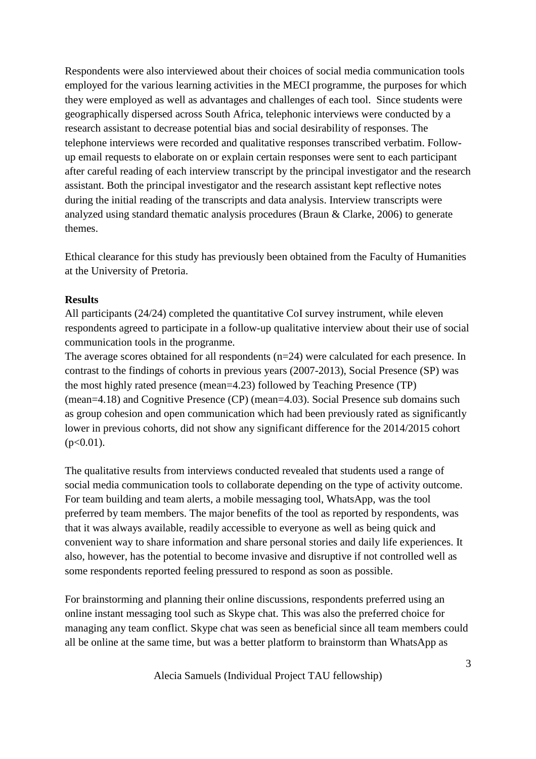Respondents were also interviewed about their choices of social media communication tools employed for the various learning activities in the MECI programme, the purposes for which they were employed as well as advantages and challenges of each tool. Since students were geographically dispersed across South Africa, telephonic interviews were conducted by a research assistant to decrease potential bias and social desirability of responses. The telephone interviews were recorded and qualitative responses transcribed verbatim. Follow-up email requests to elaborate on or explain certain responses were sent to each participant after careful reading of each interview transcript by the principal investigator and the research assistant. Both the principal investigator and the research assistant kept reflective notes during the initial reading of the transcripts and data analysis. Interview transcripts were analyzed using standard thematic analysis procedures (Braun & Clarke, 2006) to generate themes.

Ethical clearance for this study has previously been obtained from the Faculty of Humanities at the University of Pretoria.

**Results**

All participants (24/24) completed the quantitative CoI survey instrument, while eleven respondents agreed to participate in a follow-up qualitative interview about their use of social communication tools in the programme.

The average scores obtained for all respondents (n=24) were calculated for each presence. In contrast to the findings of cohorts in previous years (2007-2013), Social Presence (SP) was the most highly rated presence (mean=4.23) followed by Teaching Presence (TP) (mean=4.18) and Cognitive Presence (CP) (mean=4.03). Social Presence sub domains such as group cohesion and open communication which had been previously rated as significantly lower in previous cohorts, did not show any significant difference for the 2014/2015 cohort ($p<0.01$).

The qualitative results from interviews conducted revealed that students used a range of social media communication tools to collaborate depending on the type of activity outcome. For team building and team alerts, a mobile messaging tool, WhatsApp, was the tool preferred by team members. The major benefits of the tool as reported by respondents, was that it was always available, readily accessible to everyone as well as being quick and convenient way to share information and share personal stories and daily life experiences. It also, however, has the potential to become invasive and disruptive if not controlled well as some respondents reported feeling pressured to respond as soon as possible.

For brainstorming and planning their online discussions, respondents preferred using an online instant messaging tool such as Skype chat. This was also the preferred choice for managing any team conflict. Skype chat was seen as beneficial since all team members could all be online at the same time, but was a better platform to brainstorm than WhatsApp as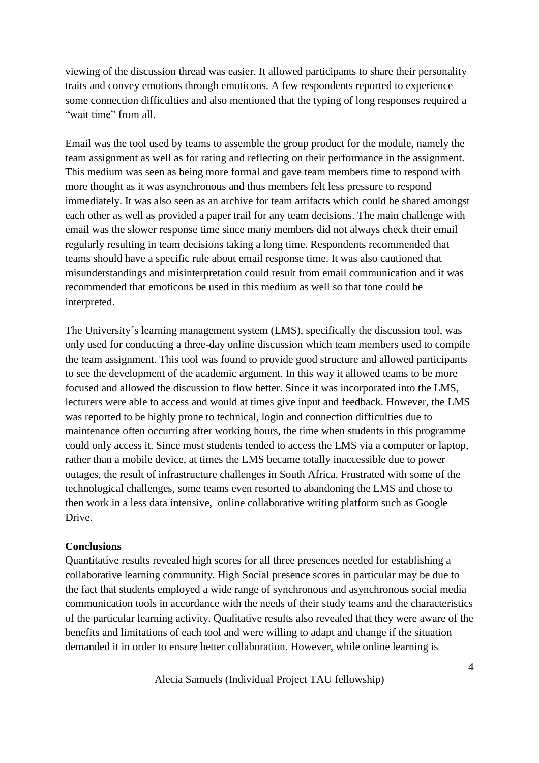viewing of the discussion thread was easier. It allowed participants to share their personality traits and convey emotions through emoticons. A few respondents reported to experience some connection difficulties and also mentioned that the typing of long responses required a "wait time" from all.

Email was the tool used by teams to assemble the group product for the module, namely the team assignment as well as for rating and reflecting on their performance in the assignment. This medium was seen as being more formal and gave team members time to respond with more thought as it was asynchronous and thus members felt less pressure to respond immediately. It was also seen as an archive for team artifacts which could be shared amongst each other as well as provided a paper trail for any team decisions. The main challenge with email was the slower response time since many members did not always check their email regularly resulting in team decisions taking a long time. Respondents recommended that teams should have a specific rule about email response time. It was also cautioned that misunderstandings and misinterpretation could result from email communication and it was recommended that emoticons be used in this medium as well so that tone could be interpreted.

The University´s learning management system (LMS), specifically the discussion tool, was only used for conducting a three-day online discussion which team members used to compile the team assignment. This tool was found to provide good structure and allowed participants to see the development of the academic argument. In this way it allowed teams to be more focused and allowed the discussion to flow better. Since it was incorporated into the LMS, lecturers were able to access and would at times give input and feedback. However, the LMS was reported to be highly prone to technical, login and connection difficulties due to maintenance often occurring after working hours, the time when students in this programme could only access it. Since most students tended to access the LMS via a computer or laptop, rather than a mobile device, at times the LMS became totally inaccessible due to power outages, the result of infrastructure challenges in South Africa. Frustrated with some of the technological challenges, some teams even resorted to abandoning the LMS and chose to then work in a less data intensive, online collaborative writing platform such as Google Drive.

**Conclusions**

Quantitative results revealed high scores for all three presences needed for establishing a collaborative learning community. High Social presence scores in particular may be due to the fact that students employed a wide range of synchronous and asynchronous social media communication tools in accordance with the needs of their study teams and the characteristics of the particular learning activity. Qualitative results also revealed that they were aware of the benefits and limitations of each tool and were willing to adapt and change if the situation demanded it in order to ensure better collaboration. However, while online learning is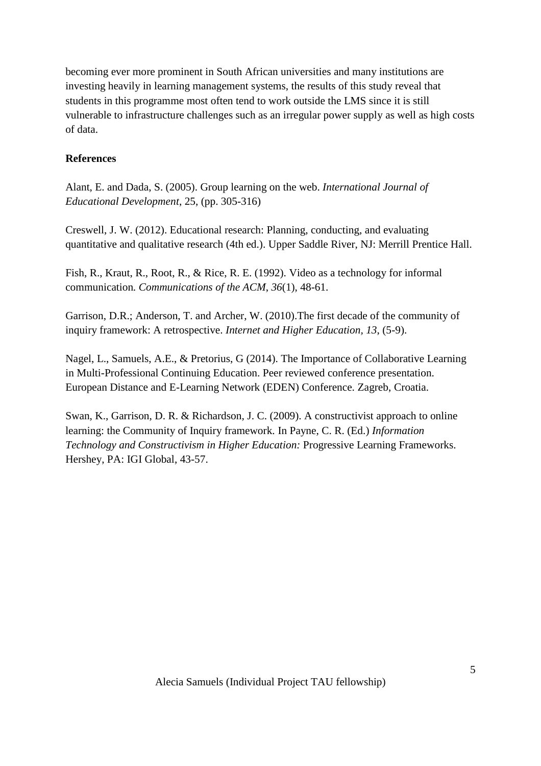becoming ever more prominent in South African universities and many institutions are investing heavily in learning management systems, the results of this study reveal that students in this programme most often tend to work outside the LMS since it is still vulnerable to infrastructure challenges such as an irregular power supply as well as high costs of data.

**References**

Alant, E. and Dada, S. (2005). Group learning on the web. *International Journal of Educational Development*, 25, (pp. 305-316)

Creswell, J. W. (2012). Educational research: Planning, conducting, and evaluating quantitative and qualitative research (4th ed.). Upper Saddle River, NJ: Merrill Prentice Hall.

Fish, R., Kraut, R., Root, R., & Rice, R. E. (1992). Video as a technology for informal communication. *Communications of the ACM*, *36*(1), 48-61.

Garrison, D.R.; Anderson, T. and Archer, W. (2010).The first decade of the community of inquiry framework: A retrospective. *Internet and Higher Education, 13*, (5-9).

Nagel, L., Samuels, A.E., & Pretorius, G (2014). The Importance of Collaborative Learning in Multi-Professional Continuing Education. Peer reviewed conference presentation. European Distance and E-Learning Network (EDEN) Conference. Zagreb, Croatia.

Swan, K., Garrison, D. R. & Richardson, J. C. (2009). A constructivist approach to online learning: the Community of Inquiry framework. In Payne, C. R. (Ed.) *Information Technology and Constructivism in Higher Education:* Progressive Learning Frameworks. Hershey, PA: IGI Global, 43-57.